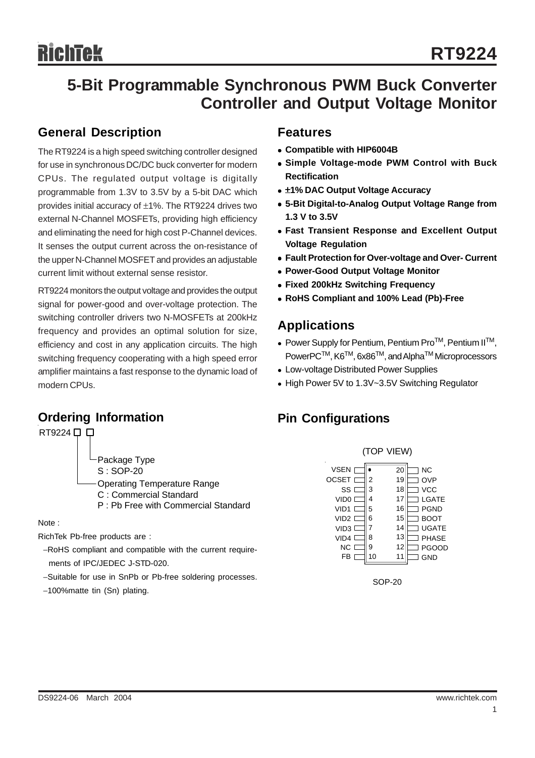# RT9224

## 5-Bit Programmable Synchronous PWM Buck Converter Controller and Output Voltage Monitor

### General Description

The RT9224 is a high speed switching controller designed for use in synchronous DC/DC buck converter for modern CPUs. The regulated output voltage is digitally programmable from 1.3V to 3.5V by a 5-bit DAC which provides initial accuracy of ±1%. The RT9224 drives two external N-Channel MOSFETs, providing high efficiency and eliminating the need for high cost P-Channel devices. It senses the output current across the on-resistance of the upper N-Channel MOSFET and provides an adjustable current limit without external sense resistor.

RT9224 monitors the output voltage and provides the output signal for power-good and over-voltage protection. The switching controller drivers two N-MOSFETs at 200kHz frequency and provides an optimal solution for size, efficiency and cost in any application circuits. The high switching frequency cooperating with a high speed error amplifier maintains a fast response to the dynamic load of modern CPUs.

### Ordering Information

RT9224 □ □

- Package Type
  - S : SOP-20
- Operating Temperature Range
  - C : Commercial Standard
  - P : Pb Free with Commercial Standard

Note :

RichTek Pb-free products are :

- −RoHS compliant and compatible with the current requirements of IPC/JEDEC J-STD-020.
- −Suitable for use in SnPb or Pb-free soldering processes.
- −100%matte tin (Sn) plating.

### Features

- **Compatible with HIP6004B**
- **Simple Voltage-mode PWM Control with Buck Rectification**
- **±1% DAC Output Voltage Accuracy**
- **5-Bit Digital-to-Analog Output Voltage Range from 1.3 V to 3.5V**
- **Fast Transient Response and Excellent Output Voltage Regulation**
- **Fault Protection for Over-voltage and Over- Current**
- **Power-Good Output Voltage Monitor**
- **Fixed 200kHz Switching Frequency**
- **RoHS Compliant and 100% Lead (Pb)-Free**

### Applications

- Power Supply for Pentium, Pentium Pro™, Pentium II™, PowerPC™, K6™, 6x86™, and Alpha™ Microprocessors
- Low-voltage Distributed Power Supplies
- High Power 5V to 1.3V~3.5V Switching Regulator

### Pin Configurations

(TOP VIEW)

| Pin | Name | Pin | Name |
|---|---|---|---|
| 1 | VSEN | 20 | NC |
| 2 | OCSET | 19 | OVP |
| 3 | SS | 18 | VCC |
| 4 | VID0 | 17 | LGATE |
| 5 | VID1 | 16 | PGND |
| 6 | VID2 | 15 | BOOT |
| 7 | VID3 | 14 | UGATE |
| 8 | VID4 | 13 | PHASE |
| 9 | NC | 12 | PGOOD |
| 10 | FB | 11 | GND |

SOP-20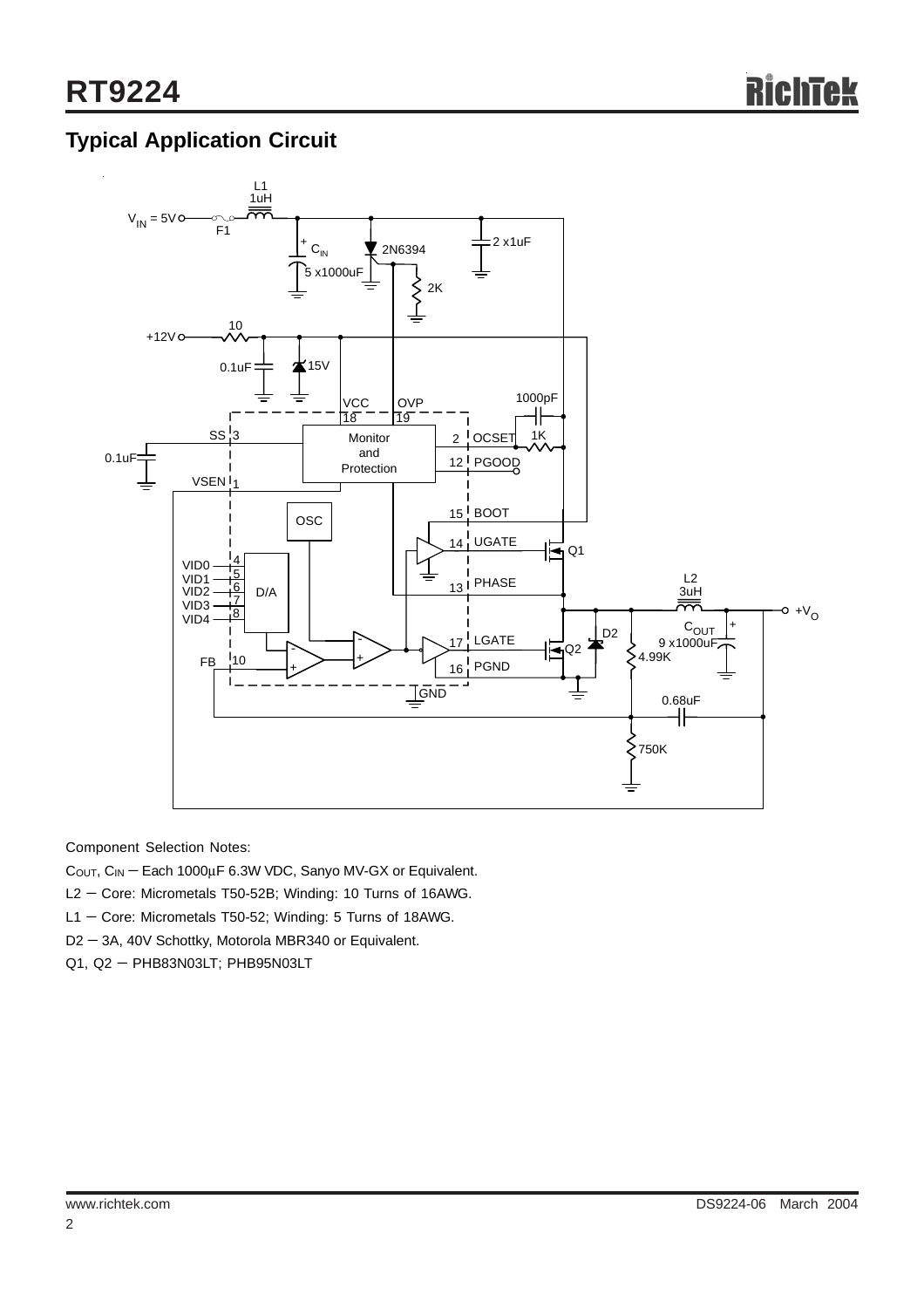## Typical Application Circuit

Component Selection Notes:

$C_{OUT}$, $C_{IN}$ — Each 1000μF 6.3W VDC, Sanyo MV-GX or Equivalent.

L2 — Core: Micrometals T50-52B; Winding: 10 Turns of 16AWG.

L1 — Core: Micrometals T50-52; Winding: 5 Turns of 18AWG.

D2 — 3A, 40V Schottky, Motorola MBR340 or Equivalent.

Q1, Q2 — PHB83N03LT; PHB95N03LT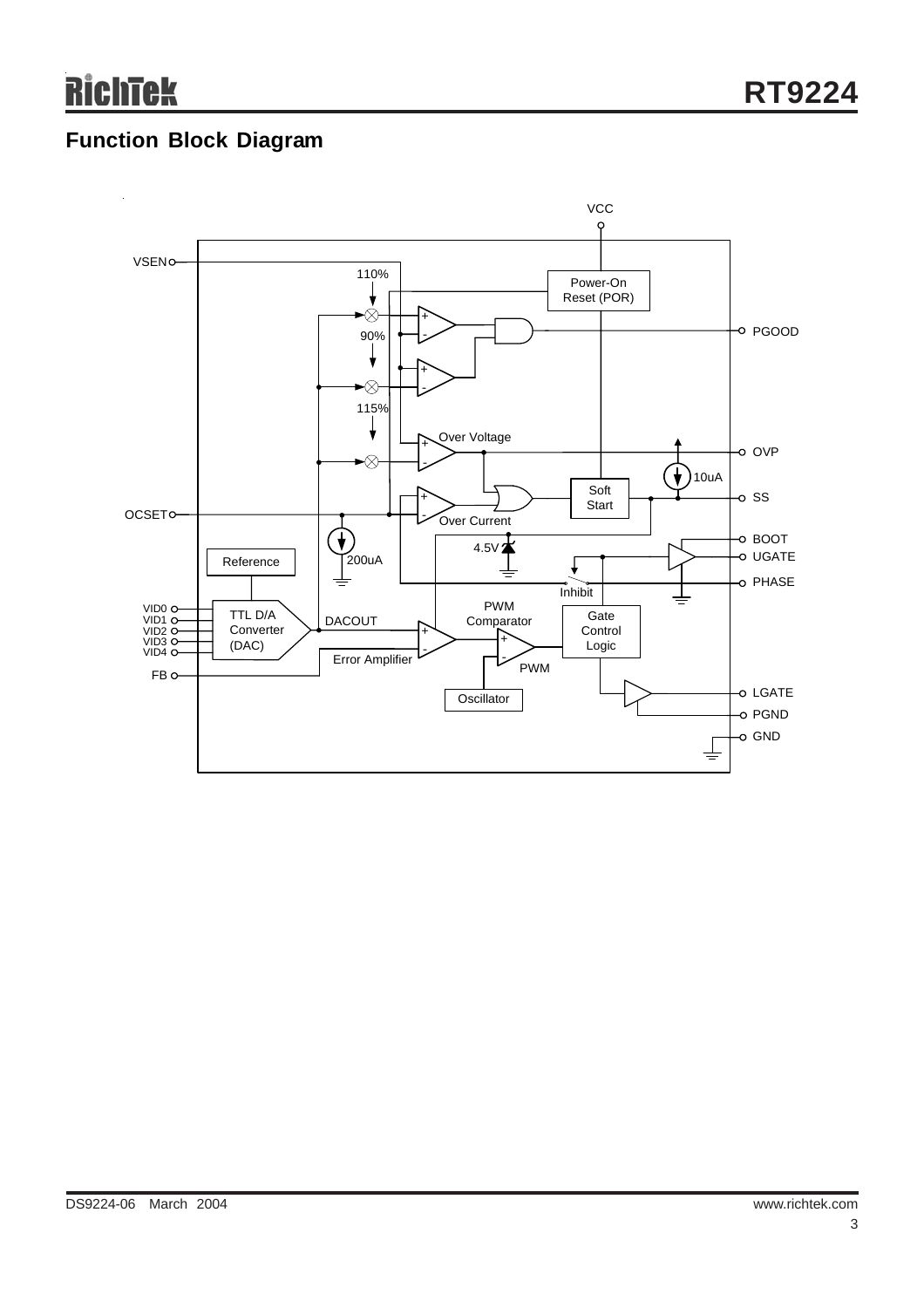## Function Block Diagram

VCC

VSEN

110%

Power-On Reset (POR)

90%

PGOOD

115%

Over Voltage

OVP

10uA

Soft Start

SS

OCSET

Over Current

BOOT

4.5V

UGATE

Reference

200uA

PHASE

Inhibit

VID0
VID1
VID2
VID3
VID4

TTL D/A Converter (DAC)

DACOUT

PWM Comparator

Gate Control Logic

Error Amplifier

FB

PWM

Oscillator

LGATE

PGND

GND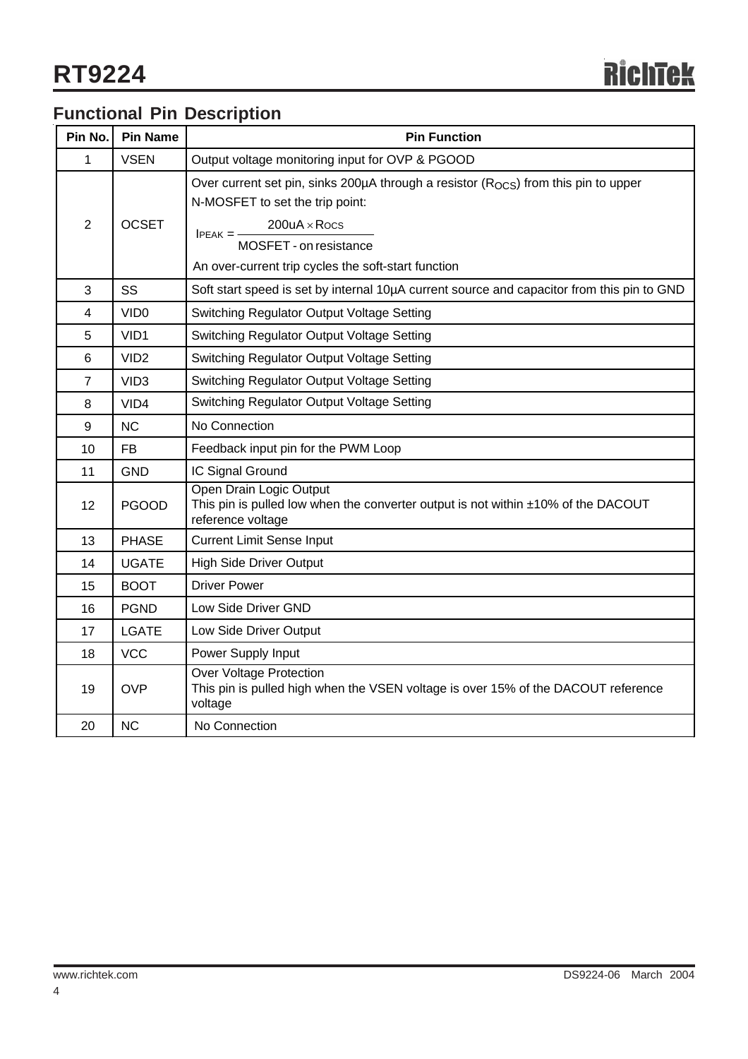## Functional Pin Description

| Pin No. | Pin Name | Pin Function |
|---|---|---|
| 1 | VSEN | Output voltage monitoring input for OVP & PGOOD |
| 2 | OCSET | Over current set pin, sinks 200μA through a resistor ($R_{OCS}$) from this pin to upper N-MOSFET to set the trip point: $I_{PEAK} = \frac{200uA \times R_{OCS}}{\text{MOSFET - on resistance}}$ An over-current trip cycles the soft-start function |
| 3 | SS | Soft start speed is set by internal 10μA current source and capacitor from this pin to GND |
| 4 | VID0 | Switching Regulator Output Voltage Setting |
| 5 | VID1 | Switching Regulator Output Voltage Setting |
| 6 | VID2 | Switching Regulator Output Voltage Setting |
| 7 | VID3 | Switching Regulator Output Voltage Setting |
| 8 | VID4 | Switching Regulator Output Voltage Setting |
| 9 | NC | No Connection |
| 10 | FB | Feedback input pin for the PWM Loop |
| 11 | GND | IC Signal Ground |
| 12 | PGOOD | Open Drain Logic Output<br>This pin is pulled low when the converter output is not within ±10% of the DACOUT reference voltage |
| 13 | PHASE | Current Limit Sense Input |
| 14 | UGATE | High Side Driver Output |
| 15 | BOOT | Driver Power |
| 16 | PGND | Low Side Driver GND |
| 17 | LGATE | Low Side Driver Output |
| 18 | VCC | Power Supply Input |
| 19 | OVP | Over Voltage Protection<br>This pin is pulled high when the VSEN voltage is over 15% of the DACOUT reference voltage |
| 20 | NC | No Connection |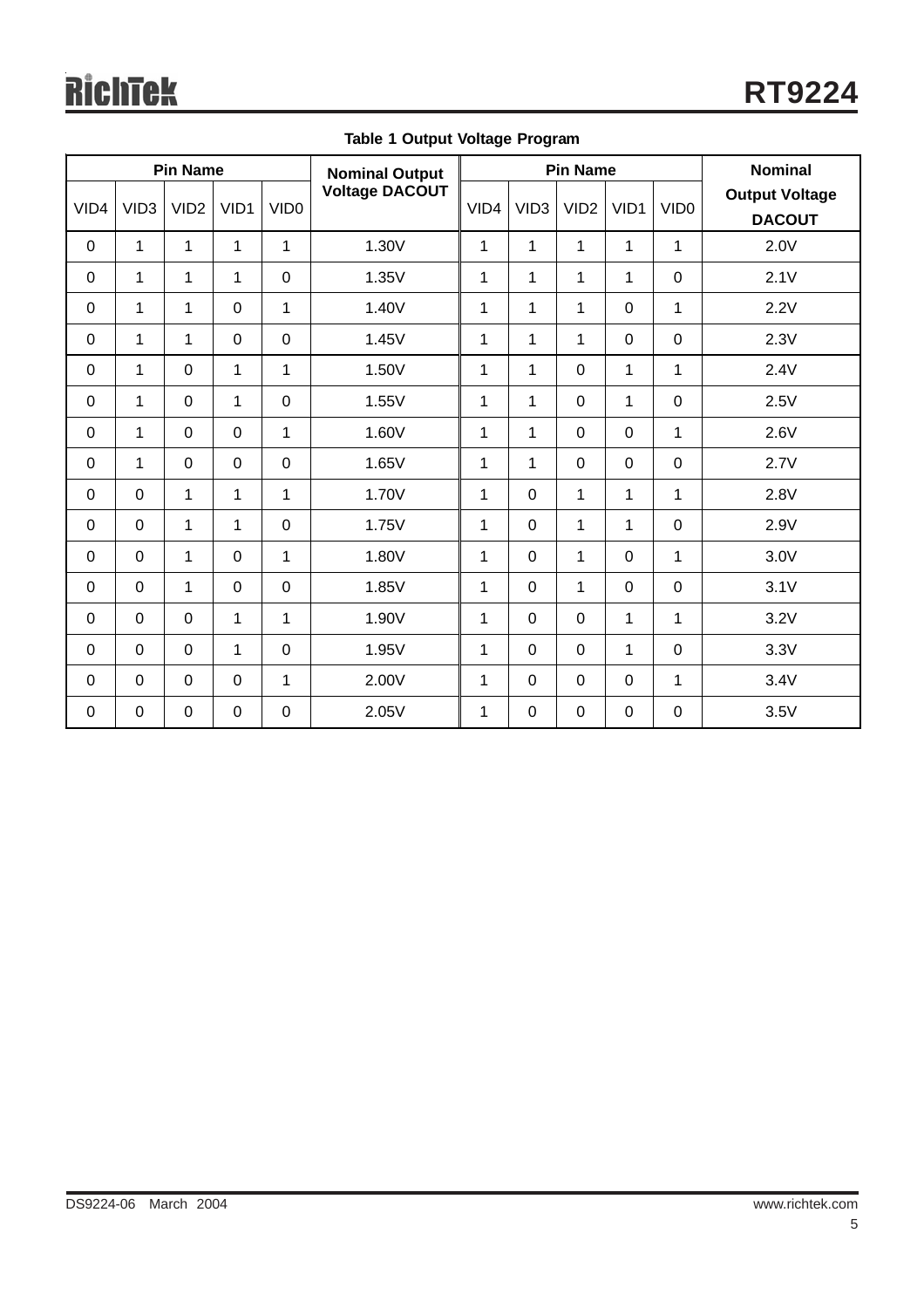**Table 1 Output Voltage Program**

| Pin Name | | | | | Nominal Output Voltage DACOUT | Pin Name | | | | | Nominal Output Voltage DACOUT |
|---|---|---|---|---|---|---|---|---|---|---|---|
| VID4 | VID3 | VID2 | VID1 | VID0 | | VID4 | VID3 | VID2 | VID1 | VID0 | |
| 0 | 1 | 1 | 1 | 1 | 1.30V | 1 | 1 | 1 | 1 | 1 | 2.0V |
| 0 | 1 | 1 | 1 | 0 | 1.35V | 1 | 1 | 1 | 1 | 0 | 2.1V |
| 0 | 1 | 1 | 0 | 1 | 1.40V | 1 | 1 | 1 | 0 | 1 | 2.2V |
| 0 | 1 | 1 | 0 | 0 | 1.45V | 1 | 1 | 1 | 0 | 0 | 2.3V |
| 0 | 1 | 0 | 1 | 1 | 1.50V | 1 | 1 | 0 | 1 | 1 | 2.4V |
| 0 | 1 | 0 | 1 | 0 | 1.55V | 1 | 1 | 0 | 1 | 0 | 2.5V |
| 0 | 1 | 0 | 0 | 1 | 1.60V | 1 | 1 | 0 | 0 | 1 | 2.6V |
| 0 | 1 | 0 | 0 | 0 | 1.65V | 1 | 1 | 0 | 0 | 0 | 2.7V |
| 0 | 0 | 1 | 1 | 1 | 1.70V | 1 | 0 | 1 | 1 | 1 | 2.8V |
| 0 | 0 | 1 | 1 | 0 | 1.75V | 1 | 0 | 1 | 1 | 0 | 2.9V |
| 0 | 0 | 1 | 0 | 1 | 1.80V | 1 | 0 | 1 | 0 | 1 | 3.0V |
| 0 | 0 | 1 | 0 | 0 | 1.85V | 1 | 0 | 1 | 0 | 0 | 3.1V |
| 0 | 0 | 0 | 1 | 1 | 1.90V | 1 | 0 | 0 | 1 | 1 | 3.2V |
| 0 | 0 | 0 | 1 | 0 | 1.95V | 1 | 0 | 0 | 1 | 0 | 3.3V |
| 0 | 0 | 0 | 0 | 1 | 2.00V | 1 | 0 | 0 | 0 | 1 | 3.4V |
| 0 | 0 | 0 | 0 | 0 | 2.05V | 1 | 0 | 0 | 0 | 0 | 3.5V |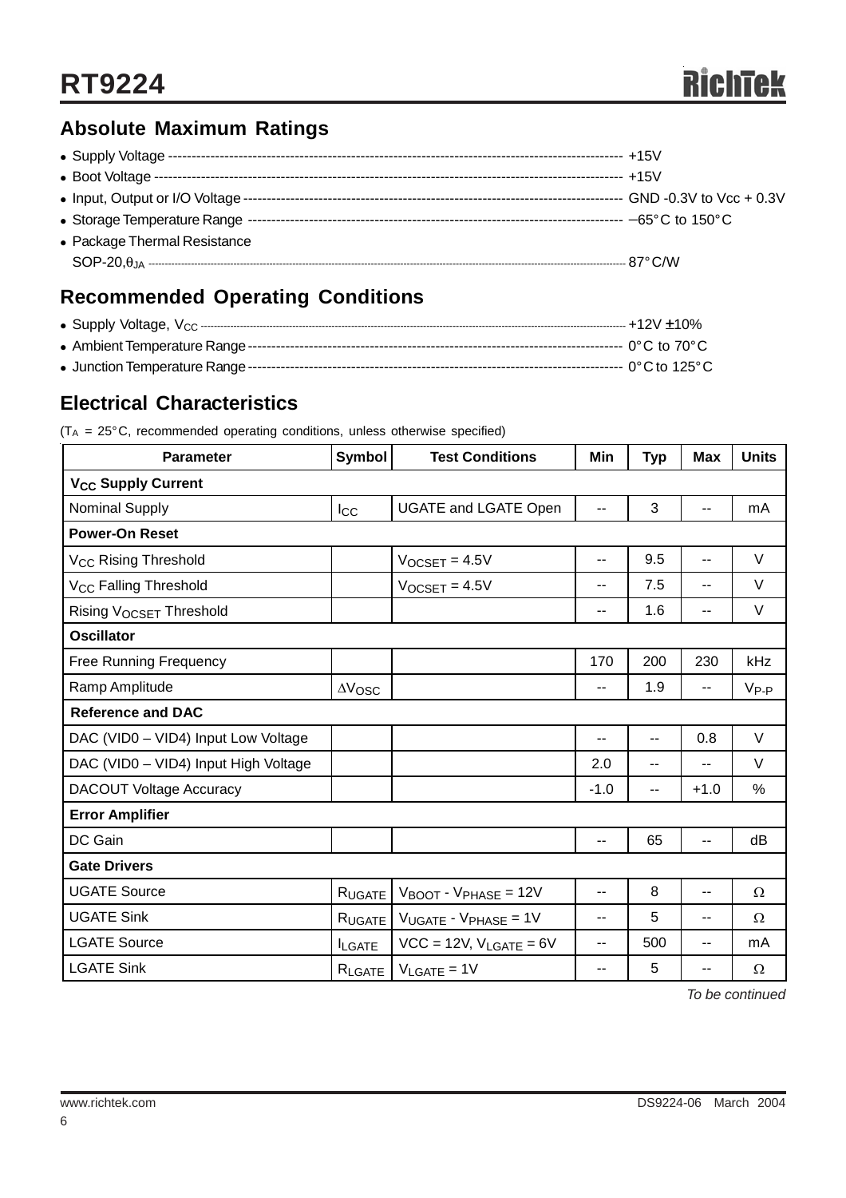## Absolute Maximum Ratings

- Supply Voltage ---------------------------------------------------------------------------------------------------- +15V
- Boot Voltage ------------------------------------------------------------------------------------------------------- +15V
- Input, Output or I/O Voltage -------------------------------------------------------------------------------- GND -0.3V to Vcc + 0.3V
- Storage Temperature Range -------------------------------------------------------------------------------- −65°C to 150°C
- Package Thermal Resistance
  SOP-20, $\theta_{JA}$ ------------------------------------------------------------------------------------------------ 87°C/W

## Recommended Operating Conditions

- Supply Voltage, $V_{CC}$ ------------------------------------------------------------------------------------------ +12V ±10%
- Ambient Temperature Range ------------------------------------------------------------------------------- 0°C to 70°C
- Junction Temperature Range ------------------------------------------------------------------------------- 0°C to 125°C

## Electrical Characteristics

($T_A$ = 25°C, recommended operating conditions, unless otherwise specified)

| Parameter | Symbol | Test Conditions | Min | Typ | Max | Units |
|---|---|---|---|---|---|---|
| **$V_{CC}$ Supply Current** | | | | | | |
| Nominal Supply | $I_{CC}$ | UGATE and LGATE Open | -- | 3 | -- | mA |
| **Power-On Reset** | | | | | | |
| $V_{CC}$ Rising Threshold | | $V_{OCSET}$ = 4.5V | -- | 9.5 | -- | V |
| $V_{CC}$ Falling Threshold | | $V_{OCSET}$ = 4.5V | -- | 7.5 | -- | V |
| Rising $V_{OCSET}$ Threshold | | | -- | 1.6 | -- | V |
| **Oscillator** | | | | | | |
| Free Running Frequency | | | 170 | 200 | 230 | kHz |
| Ramp Amplitude | $\Delta V_{OSC}$ | | -- | 1.9 | -- | $V_{P-P}$ |
| **Reference and DAC** | | | | | | |
| DAC (VID0 – VID4) Input Low Voltage | | | -- | -- | 0.8 | V |
| DAC (VID0 – VID4) Input High Voltage | | | 2.0 | -- | -- | V |
| DACOUT Voltage Accuracy | | | -1.0 | -- | +1.0 | % |
| **Error Amplifier** | | | | | | |
| DC Gain | | | -- | 65 | -- | dB |
| **Gate Drivers** | | | | | | |
| UGATE Source | $R_{UGATE}$ | $V_{BOOT}$ - $V_{PHASE}$ = 12V | -- | 8 | -- | Ω |
| UGATE Sink | $R_{UGATE}$ | $V_{UGATE}$ - $V_{PHASE}$ = 1V | -- | 5 | -- | Ω |
| LGATE Source | $I_{LGATE}$ | VCC = 12V, $V_{LGATE}$ = 6V | -- | 500 | -- | mA |
| LGATE Sink | $R_{LGATE}$ | $V_{LGATE}$ = 1V | -- | 5 | -- | Ω |

*To be continued*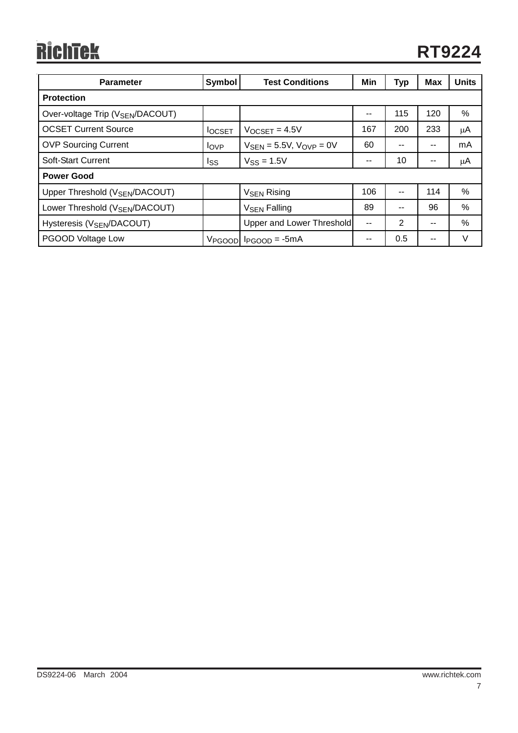| Parameter | Symbol | Test Conditions | Min | Typ | Max | Units |
|---|---|---|---|---|---|---|
| **Protection** | | | | | | |
| Over-voltage Trip ($V_{SEN}$/DACOUT) | | | -- | 115 | 120 | % |
| OCSET Current Source | $I_{OCSET}$ | $V_{OCSET}$ = 4.5V | 167 | 200 | 233 | μA |
| OVP Sourcing Current | $I_{OVP}$ | $V_{SEN}$ = 5.5V, $V_{OVP}$ = 0V | 60 | -- | -- | mA |
| Soft-Start Current | $I_{SS}$ | $V_{SS}$ = 1.5V | -- | 10 | -- | μA |
| **Power Good** | | | | | | |
| Upper Threshold ($V_{SEN}$/DACOUT) | | $V_{SEN}$ Rising | 106 | -- | 114 | % |
| Lower Threshold ($V_{SEN}$/DACOUT) | | $V_{SEN}$ Falling | 89 | -- | 96 | % |
| Hysteresis ($V_{SEN}$/DACOUT) | | Upper and Lower Threshold | -- | 2 | -- | % |
| PGOOD Voltage Low | $V_{PGOOD}$ | $I_{PGOOD}$ = -5mA | -- | 0.5 | -- | V |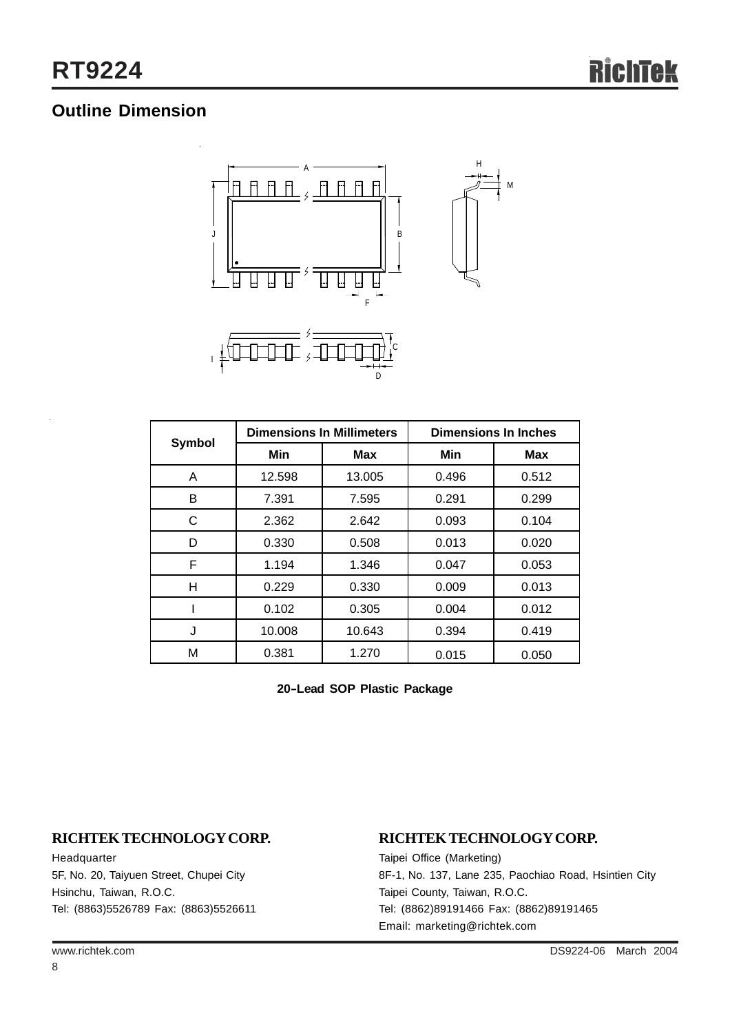## Outline Dimension

A
H
M
J
B
F
C
I
D

| Symbol | Dimensions In Millimeters | | Dimensions In Inches | |
|---|---|---|---|---|
| | Min | Max | Min | Max |
| A | 12.598 | 13.005 | 0.496 | 0.512 |
| B | 7.391 | 7.595 | 0.291 | 0.299 |
| C | 2.362 | 2.642 | 0.093 | 0.104 |
| D | 0.330 | 0.508 | 0.013 | 0.020 |
| F | 1.194 | 1.346 | 0.047 | 0.053 |
| H | 0.229 | 0.330 | 0.009 | 0.013 |
| I | 0.102 | 0.305 | 0.004 | 0.012 |
| J | 10.008 | 10.643 | 0.394 | 0.419 |
| M | 0.381 | 1.270 | 0.015 | 0.050 |

**20–Lead SOP Plastic Package**

**RICHTEK TECHNOLOGY CORP.**

Headquarter
5F, No. 20, Taiyuen Street, Chupei City
Hsinchu, Taiwan, R.O.C.
Tel: (8863)5526789 Fax: (8863)5526611

**RICHTEK TECHNOLOGY CORP.**

Taipei Office (Marketing)
8F-1, No. 137, Lane 235, Paochiao Road, Hsintien City
Taipei County, Taiwan, R.O.C.
Tel: (8862)89191466 Fax: (8862)89191465
Email: marketing@richtek.com